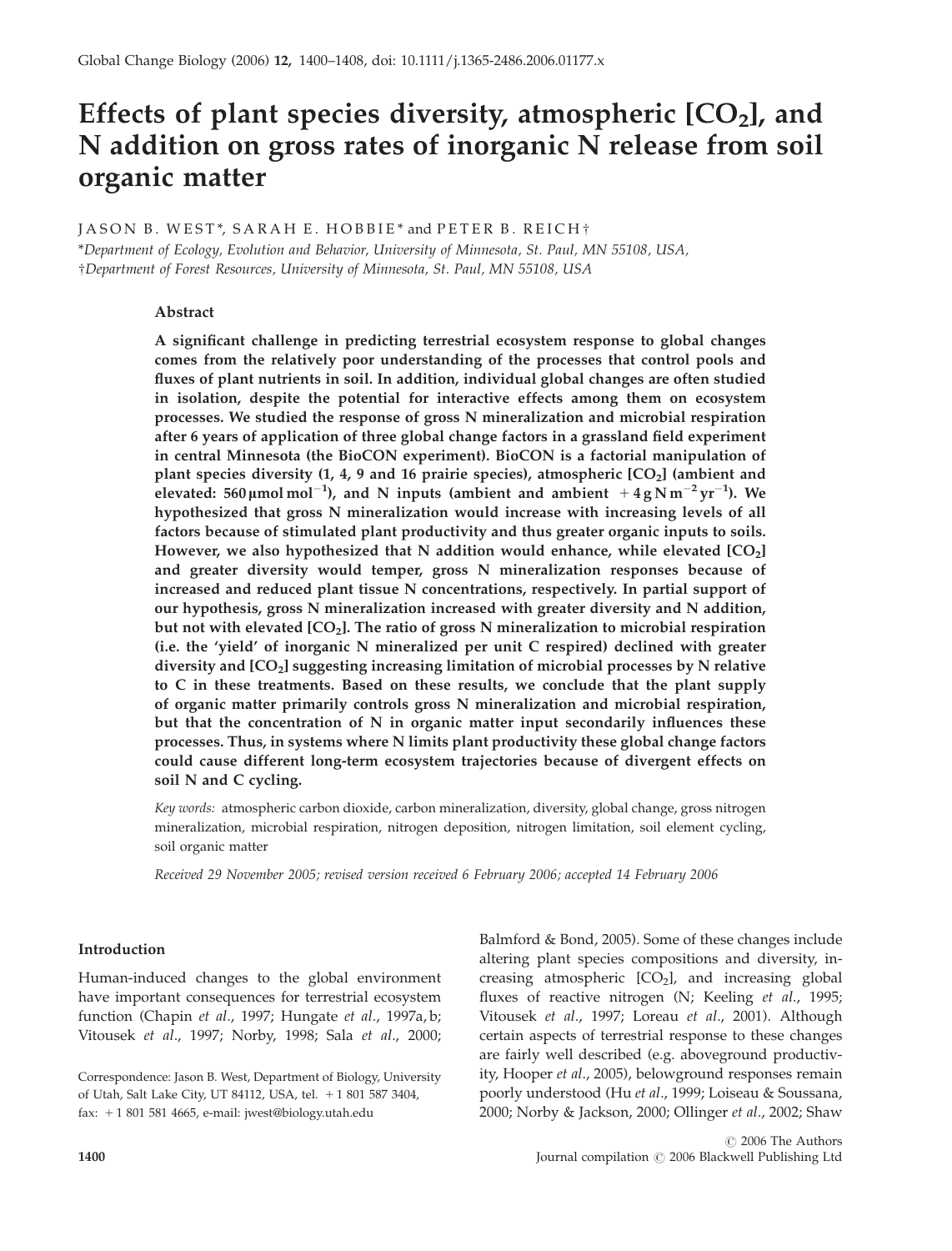# Effects of plant species diversity, atmospheric [$CO_2$], and N addition on gross rates of inorganic N release from soil organic matter

JASON B. WEST*, SARAH E. HOBBIE* and PETER B. REICH†

*Department of Ecology, Evolution and Behavior, University of Minnesota, St. Paul, MN 55108, USA,
†Department of Forest Resources, University of Minnesota, St. Paul, MN 55108, USA

## Abstract

**A significant challenge in predicting terrestrial ecosystem response to global changes comes from the relatively poor understanding of the processes that control pools and fluxes of plant nutrients in soil. In addition, individual global changes are often studied in isolation, despite the potential for interactive effects among them on ecosystem processes. We studied the response of gross N mineralization and microbial respiration after 6 years of application of three global change factors in a grassland field experiment in central Minnesota (the BioCON experiment). BioCON is a factorial manipulation of plant species diversity (1, 4, 9 and 16 prairie species), atmospheric [$CO_2$] (ambient and elevated: 560 $\mu$mol mol$^{-1}$), and N inputs (ambient and ambient + 4 g N m$^{-2}$ yr$^{-1}$). We hypothesized that gross N mineralization would increase with increasing levels of all factors because of stimulated plant productivity and thus greater organic inputs to soils. However, we also hypothesized that N addition would enhance, while elevated [$CO_2$] and greater diversity would temper, gross N mineralization responses because of increased and reduced plant tissue N concentrations, respectively. In partial support of our hypothesis, gross N mineralization increased with greater diversity and N addition, but not with elevated [$CO_2$]. The ratio of gross N mineralization to microbial respiration (i.e. the 'yield' of inorganic N mineralized per unit C respired) declined with greater diversity and [$CO_2$] suggesting increasing limitation of microbial processes by N relative to C in these treatments. Based on these results, we conclude that the plant supply of organic matter primarily controls gross N mineralization and microbial respiration, but that the concentration of N in organic matter input secondarily influences these processes. Thus, in systems where N limits plant productivity these global change factors could cause different long-term ecosystem trajectories because of divergent effects on soil N and C cycling.**

*Key words:* atmospheric carbon dioxide, carbon mineralization, diversity, global change, gross nitrogen mineralization, microbial respiration, nitrogen deposition, nitrogen limitation, soil element cycling, soil organic matter

*Received 29 November 2005; revised version received 6 February 2006; accepted 14 February 2006*

Correspondence: Jason B. West, Department of Biology, University of Utah, Salt Lake City, UT 84112, USA, tel. +1 801 587 3404, fax: +1 801 581 4665, e-mail: jwest@biology.utah.edu

## Introduction

Human-induced changes to the global environment have important consequences for terrestrial ecosystem function (Chapin *et al*., 1997; Hungate *et al*., 1997a, b; Vitousek *et al*., 1997; Norby, 1998; Sala *et al*., 2000; Balmford & Bond, 2005). Some of these changes include altering plant species compositions and diversity, increasing atmospheric [$CO_2$], and increasing global fluxes of reactive nitrogen (N; Keeling *et al*., 1995; Vitousek *et al*., 1997; Loreau *et al*., 2001). Although certain aspects of terrestrial response to these changes are fairly well described (e.g. aboveground productivity, Hooper *et al*., 2005), belowground responses remain poorly understood (Hu *et al*., 1999; Loiseau & Soussana, 2000; Norby & Jackson, 2000; Ollinger *et al*., 2002; Shaw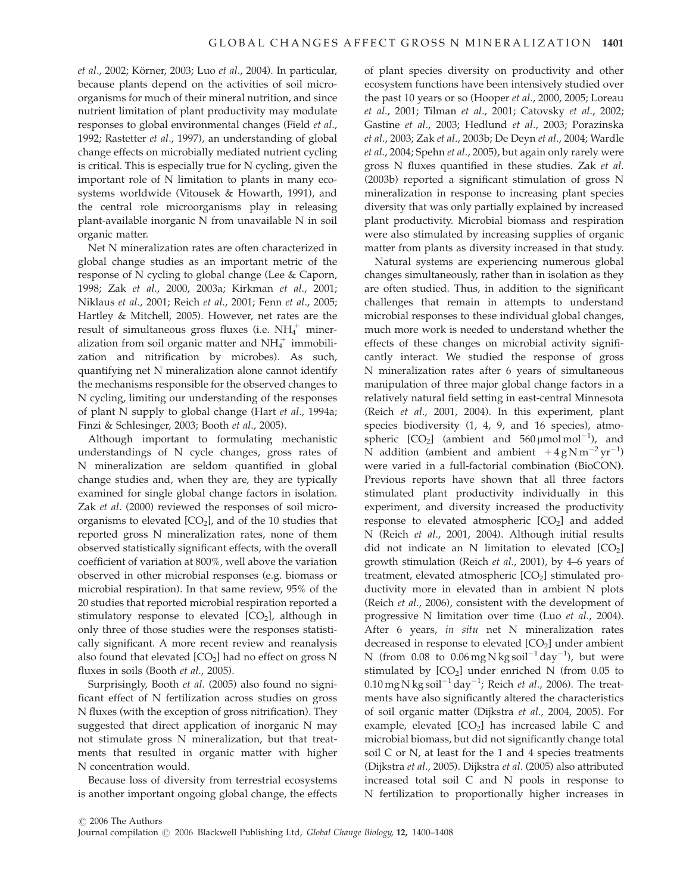et al., 2002; Körner, 2003; Luo et al., 2004). In particular, because plants depend on the activities of soil microorganisms for much of their mineral nutrition, and since nutrient limitation of plant productivity may modulate responses to global environmental changes (Field et al., 1992; Rastetter et al., 1997), an understanding of global change effects on microbially mediated nutrient cycling is critical. This is especially true for N cycling, given the important role of N limitation to plants in many ecosystems worldwide (Vitousek & Howarth, 1991), and the central role microorganisms play in releasing plant-available inorganic N from unavailable N in soil organic matter.

Net N mineralization rates are often characterized in global change studies as an important metric of the response of N cycling to global change (Lee & Caporn, 1998; Zak et al., 2000, 2003a; Kirkman et al., 2001; Niklaus et al., 2001; Reich et al., 2001; Fenn et al., 2005; Hartley & Mitchell, 2005). However, net rates are the result of simultaneous gross fluxes (i.e. $NH_4^+$ mineralization from soil organic matter and $NH_4^+$ immobilization and nitrification by microbes). As such, quantifying net N mineralization alone cannot identify the mechanisms responsible for the observed changes to N cycling, limiting our understanding of the responses of plant N supply to global change (Hart et al., 1994a; Finzi & Schlesinger, 2003; Booth et al., 2005).

Although important to formulating mechanistic understandings of N cycle changes, gross rates of N mineralization are seldom quantified in global change studies and, when they are, they are typically examined for single global change factors in isolation. Zak et al. (2000) reviewed the responses of soil microorganisms to elevated [$CO_2$], and of the 10 studies that reported gross N mineralization rates, none of them observed statistically significant effects, with the overall coefficient of variation at 800%, well above the variation observed in other microbial responses (e.g. biomass or microbial respiration). In that same review, 95% of the 20 studies that reported microbial respiration reported a stimulatory response to elevated [$CO_2$], although in only three of those studies were the responses statistically significant. A more recent review and reanalysis also found that elevated [$CO_2$] had no effect on gross N fluxes in soils (Booth et al., 2005).

Surprisingly, Booth et al. (2005) also found no significant effect of N fertilization across studies on gross N fluxes (with the exception of gross nitrification). They suggested that direct application of inorganic N may not stimulate gross N mineralization, but that treatments that resulted in organic matter with higher N concentration would.

Because loss of diversity from terrestrial ecosystems is another important ongoing global change, the effects of plant species diversity on productivity and other ecosystem functions have been intensively studied over the past 10 years or so (Hooper et al., 2000, 2005; Loreau et al., 2001; Tilman et al., 2001; Catovsky et al., 2002; Gastine et al., 2003; Hedlund et al., 2003; Porazinska et al., 2003; Zak et al., 2003b; De Deyn et al., 2004; Wardle et al., 2004; Spehn et al., 2005), but again only rarely were gross N fluxes quantified in these studies. Zak et al. (2003b) reported a significant stimulation of gross N mineralization in response to increasing plant species diversity that was only partially explained by increased plant productivity. Microbial biomass and respiration were also stimulated by increasing supplies of organic matter from plants as diversity increased in that study.

Natural systems are experiencing numerous global changes simultaneously, rather than in isolation as they are often studied. Thus, in addition to the significant challenges that remain in attempts to understand microbial responses to these individual global changes, much more work is needed to understand whether the effects of these changes on microbial activity significantly interact. We studied the response of gross N mineralization rates after 6 years of simultaneous manipulation of three major global change factors in a relatively natural field setting in east-central Minnesota (Reich et al., 2001, 2004). In this experiment, plant species biodiversity (1, 4, 9, and 16 species), atmospheric [$CO_2$] (ambient and $560\,\mu mol\,mol^{-1}$), and N addition (ambient and ambient $+4\,g\,N\,m^{-2}\,yr^{-1}$) were varied in a full-factorial combination (BioCON). Previous reports have shown that all three factors stimulated plant productivity individually in this experiment, and diversity increased the productivity response to elevated atmospheric [$CO_2$] and added N (Reich et al., 2001, 2004). Although initial results did not indicate an N limitation to elevated [$CO_2$] growth stimulation (Reich et al., 2001), by 4–6 years of treatment, elevated atmospheric [$CO_2$] stimulated productivity more in elevated than in ambient N plots (Reich et al., 2006), consistent with the development of progressive N limitation over time (Luo et al., 2004). After 6 years, *in situ* net N mineralization rates decreased in response to elevated [$CO_2$] under ambient N (from 0.08 to $0.06\,mg\,N\,kg\,soil^{-1}\,day^{-1}$), but were stimulated by [$CO_2$] under enriched N (from 0.05 to $0.10\,mg\,N\,kg\,soil^{-1}\,day^{-1}$; Reich et al., 2006). The treatments have also significantly altered the characteristics of soil organic matter (Dijkstra et al., 2004, 2005). For example, elevated [$CO_2$] has increased labile C and microbial biomass, but did not significantly change total soil C or N, at least for the 1 and 4 species treatments (Dijkstra et al., 2005). Dijkstra et al. (2005) also attributed increased total soil C and N pools in response to N fertilization to proportionally higher increases in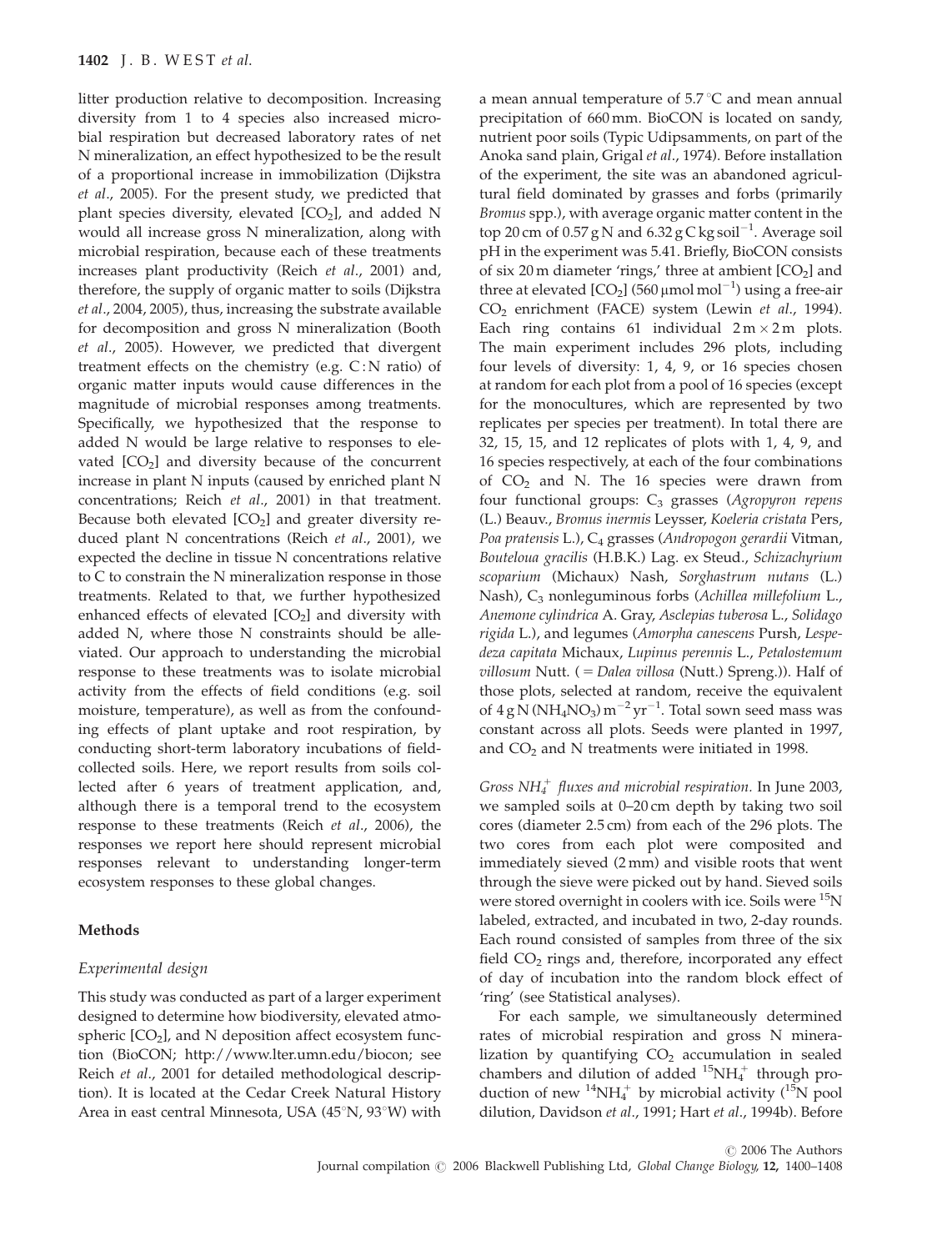litter production relative to decomposition. Increasing diversity from 1 to 4 species also increased microbial respiration but decreased laboratory rates of net N mineralization, an effect hypothesized to be the result of a proportional increase in immobilization (Dijkstra *et al*., 2005). For the present study, we predicted that plant species diversity, elevated [$CO_2$], and added N would all increase gross N mineralization, along with microbial respiration, because each of these treatments increases plant productivity (Reich *et al*., 2001) and, therefore, the supply of organic matter to soils (Dijkstra *et al*., 2004, 2005), thus, increasing the substrate available for decomposition and gross N mineralization (Booth *et al*., 2005). However, we predicted that divergent treatment effects on the chemistry (e.g. C : N ratio) of organic matter inputs would cause differences in the magnitude of microbial responses among treatments. Specifically, we hypothesized that the response to added N would be large relative to responses to elevated [$CO_2$] and diversity because of the concurrent increase in plant N inputs (caused by enriched plant N concentrations; Reich *et al*., 2001) in that treatment. Because both elevated [$CO_2$] and greater diversity reduced plant N concentrations (Reich *et al*., 2001), we expected the decline in tissue N concentrations relative to C to constrain the N mineralization response in those treatments. Related to that, we further hypothesized enhanced effects of elevated [$CO_2$] and diversity with added N, where those N constraints should be alleviated. Our approach to understanding the microbial response to these treatments was to isolate microbial activity from the effects of field conditions (e.g. soil moisture, temperature), as well as from the confounding effects of plant uptake and root respiration, by conducting short-term laboratory incubations of field-collected soils. Here, we report results from soils collected after 6 years of treatment application, and, although there is a temporal trend to the ecosystem response to these treatments (Reich *et al*., 2006), the responses we report here should represent microbial responses relevant to understanding longer-term ecosystem responses to these global changes.

## Methods

### Experimental design

This study was conducted as part of a larger experiment designed to determine how biodiversity, elevated atmospheric [$CO_2$], and N deposition affect ecosystem function (BioCON; http://www.lter.umn.edu/biocon; see Reich *et al*., 2001 for detailed methodological description). It is located at the Cedar Creek Natural History Area in east central Minnesota, USA (45°N, 93°W) with a mean annual temperature of 5.7 °C and mean annual precipitation of 660 mm. BioCON is located on sandy, nutrient poor soils (Typic Udipsamments, on part of the Anoka sand plain, Grigal *et al*., 1974). Before installation of the experiment, the site was an abandoned agricultural field dominated by grasses and forbs (primarily *Bromus* spp.), with average organic matter content in the top 20 cm of 0.57 g N and 6.32 g C kg soil$^{-1}$. Average soil pH in the experiment was 5.41. Briefly, BioCON consists of six 20 m diameter 'rings,' three at ambient [$CO_2$] and three at elevated [$CO_2$] (560 μmol mol$^{-1}$) using a free-air $CO_2$ enrichment (FACE) system (Lewin *et al*., 1994). Each ring contains 61 individual 2 m × 2 m plots. The main experiment includes 296 plots, including four levels of diversity: 1, 4, 9, or 16 species chosen at random for each plot from a pool of 16 species (except for the monocultures, which are represented by two replicates per species per treatment). In total there are 32, 15, 15, and 12 replicates of plots with 1, 4, 9, and 16 species respectively, at each of the four combinations of $CO_2$ and N. The 16 species were drawn from four functional groups: $C_3$ grasses (*Agropyron repens* (L.) Beauv., *Bromus inermis* Leysser, *Koeleria cristata* Pers, *Poa pratensis* L.), $C_4$ grasses (*Andropogon gerardii* Vitman, *Bouteloua gracilis* (H.B.K.) Lag. ex Steud., *Schizachyrium scoparium* (Michaux) Nash, *Sorghastrum nutans* (L.) Nash), $C_3$ nonleguminous forbs (*Achillea millefolium* L., *Anemone cylindrica* A. Gray, *Asclepias tuberosa* L., *Solidago rigida* L.), and legumes (*Amorpha canescens* Pursh, *Lespedeza capitata* Michaux, *Lupinus perennis* L., *Petalostemum villosum* Nutt. ( = *Dalea villosa* (Nutt.) Spreng.)). Half of those plots, selected at random, receive the equivalent of 4 g N ($NH_4NO_3$) m$^{-2}$ yr$^{-1}$. Total sown seed mass was constant across all plots. Seeds were planted in 1997, and $CO_2$ and N treatments were initiated in 1998.

*Gross $NH_4^+$ fluxes and microbial respiration*. In June 2003, we sampled soils at 0–20 cm depth by taking two soil cores (diameter 2.5 cm) from each of the 296 plots. The two cores from each plot were composited and immediately sieved (2 mm) and visible roots that went through the sieve were picked out by hand. Sieved soils were stored overnight in coolers with ice. Soils were $^{15}N$ labeled, extracted, and incubated in two, 2-day rounds. Each round consisted of samples from three of the six field $CO_2$ rings and, therefore, incorporated any effect of day of incubation into the random block effect of 'ring' (see Statistical analyses).

For each sample, we simultaneously determined rates of microbial respiration and gross N mineralization by quantifying $CO_2$ accumulation in sealed chambers and dilution of added $^{15}NH_4^+$ through production of new $^{14}NH_4^+$ by microbial activity ($^{15}N$ pool dilution, Davidson *et al*., 1991; Hart *et al*., 1994b). Before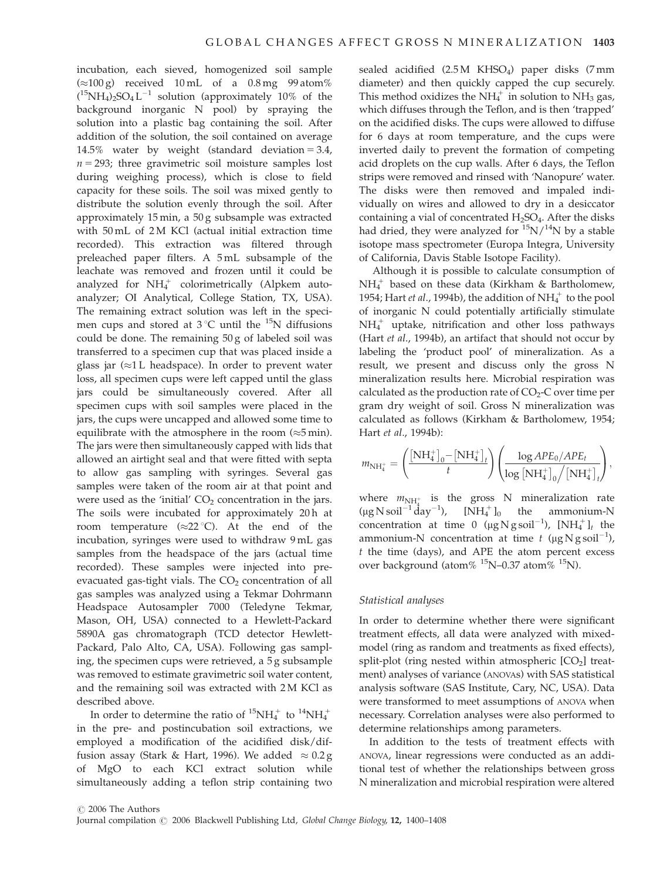incubation, each sieved, homogenized soil sample (≈100 g) received 10 mL of a 0.8 mg 99 atom% $(^{15}NH_4)_2SO_4\,L^{-1}$ solution (approximately 10% of the background inorganic N pool) by spraying the solution into a plastic bag containing the soil. After addition of the solution, the soil contained on average 14.5% water by weight (standard deviation = 3.4, $n = 293$; three gravimetric soil moisture samples lost during weighing process), which is close to field capacity for these soils. The soil was mixed gently to distribute the solution evenly through the soil. After approximately 15 min, a 50 g subsample was extracted with 50 mL of 2 M KCl (actual initial extraction time recorded). This extraction was filtered through preleached paper filters. A 5 mL subsample of the leachate was removed and frozen until it could be analyzed for $NH_4^+$ colorimetrically (Alpkem autoanalyzer; OI Analytical, College Station, TX, USA). The remaining extract solution was left in the specimen cups and stored at 3 °C until the $^{15}N$ diffusions could be done. The remaining 50 g of labeled soil was transferred to a specimen cup that was placed inside a glass jar (≈1 L headspace). In order to prevent water loss, all specimen cups were left capped until the glass jars could be simultaneously covered. After all specimen cups with soil samples were placed in the jars, the cups were uncapped and allowed some time to equilibrate with the atmosphere in the room (≈5 min). The jars were then simultaneously capped with lids that allowed an airtight seal and that were fitted with septa to allow gas sampling with syringes. Several gas samples were taken of the room air at that point and were used as the 'initial' $CO_2$ concentration in the jars. The soils were incubated for approximately 20 h at room temperature (≈22 °C). At the end of the incubation, syringes were used to withdraw 9 mL gas samples from the headspace of the jars (actual time recorded). These samples were injected into pre-evacuated gas-tight vials. The $CO_2$ concentration of all gas samples was analyzed using a Tekmar Dohrmann Headspace Autosampler 7000 (Teledyne Tekmar, Mason, OH, USA) connected to a Hewlett-Packard 5890A gas chromatograph (TCD detector Hewlett-Packard, Palo Alto, CA, USA). Following gas sampling, the specimen cups were retrieved, a 5 g subsample was removed to estimate gravimetric soil water content, and the remaining soil was extracted with 2 M KCl as described above.

In order to determine the ratio of $^{15}NH_4^+$ to $^{14}NH_4^+$ in the pre- and postincubation soil extractions, we employed a modification of the acidified disk/diffusion assay (Stark & Hart, 1996). We added ≈ 0.2 g of MgO to each KCl extract solution while simultaneously adding a teflon strip containing two sealed acidified (2.5 M $KHSO_4$) paper disks (7 mm diameter) and then quickly capped the cup securely. This method oxidizes the $NH_4^+$ in solution to $NH_3$ gas, which diffuses through the Teflon, and is then 'trapped' on the acidified disks. The cups were allowed to diffuse for 6 days at room temperature, and the cups were inverted daily to prevent the formation of competing acid droplets on the cup walls. After 6 days, the Teflon strips were removed and rinsed with 'Nanopure' water. The disks were then removed and impaled individually on wires and allowed to dry in a desiccator containing a vial of concentrated $H_2SO_4$. After the disks had dried, they were analyzed for $^{15}N/^{14}N$ by a stable isotope mass spectrometer (Europa Integra, University of California, Davis Stable Isotope Facility).

Although it is possible to calculate consumption of $NH_4^+$ based on these data (Kirkham & Bartholomew, 1954; Hart *et al*., 1994b), the addition of $NH_4^+$ to the pool of inorganic N could potentially artificially stimulate $NH_4^+$ uptake, nitrification and other loss pathways (Hart *et al*., 1994b), an artifact that should not occur by labeling the 'product pool' of mineralization. As a result, we present and discuss only the gross N mineralization results here. Microbial respiration was calculated as the production rate of $CO_2$-C over time per gram dry weight of soil. Gross N mineralization was calculated as follows (Kirkham & Bartholomew, 1954; Hart *et al*., 1994b):

$$m_{NH_4^+} = \left(\frac{[NH_4^+]_0 - [NH_4^+]_t}{t}\right)\left(\frac{\log APE_0/APE_t}{\log [NH_4^+]_0/[NH_4^+]_t}\right),$$

where $m_{NH_4^+}$ is the gross N mineralization rate ($\mu g\,N\,soil^{-1}\,day^{-1}$), $[NH_4^+]_0$ the ammonium-N concentration at time 0 ($\mu g\,N\,g\,soil^{-1}$), $[NH_4^+]_t$ the ammonium-N concentration at time $t$ ($\mu g\,N\,g\,soil^{-1}$), $t$ the time (days), and APE the atom percent excess over background (atom% $^{15}N$–0.37 atom% $^{15}N$).

### Statistical analyses

In order to determine whether there were significant treatment effects, all data were analyzed with mixed-model (ring as random and treatments as fixed effects), split-plot (ring nested within atmospheric [$CO_2$] treatment) analyses of variance (ANOVAS) with SAS statistical analysis software (SAS Institute, Cary, NC, USA). Data were transformed to meet assumptions of ANOVA when necessary. Correlation analyses were also performed to determine relationships among parameters.

In addition to the tests of treatment effects with ANOVA, linear regressions were conducted as an additional test of whether the relationships between gross N mineralization and microbial respiration were altered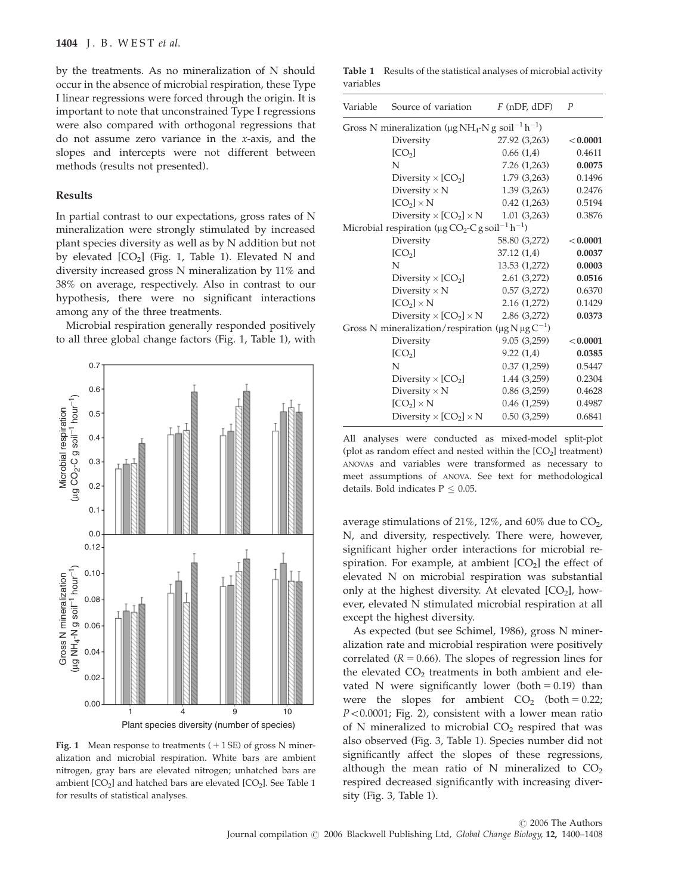by the treatments. As no mineralization of N should occur in the absence of microbial respiration, these Type I linear regressions were forced through the origin. It is important to note that unconstrained Type I regressions were also compared with orthogonal regressions that do not assume zero variance in the *x*-axis, and the slopes and intercepts were not different between methods (results not presented).

## Results

In partial contrast to our expectations, gross rates of N mineralization were strongly stimulated by increased plant species diversity as well as by N addition but not by elevated [$CO_2$] (Fig. 1, Table 1). Elevated N and diversity increased gross N mineralization by 11% and 38% on average, respectively. Also in contrast to our hypothesis, there were no significant interactions among any of the three treatments.

Microbial respiration generally responded positively to all three global change factors (Fig. 1, Table 1), with average stimulations of 21%, 12%, and 60% due to $CO_2$, N, and diversity, respectively. There were, however, significant higher order interactions for microbial respiration. For example, at ambient [$CO_2$] the effect of elevated N on microbial respiration was substantial only at the highest diversity. At elevated [$CO_2$], however, elevated N stimulated microbial respiration at all except the highest diversity.

As expected (but see Schimel, 1986), gross N mineralization rate and microbial respiration were positively correlated ($R = 0.66$). The slopes of regression lines for the elevated $CO_2$ treatments in both ambient and elevated N were significantly lower (both = 0.19) than were the slopes for ambient $CO_2$ (both = 0.22; $P < 0.0001$; Fig. 2), consistent with a lower mean ratio of N mineralized to microbial $CO_2$ respired that was also observed (Fig. 3, Table 1). Species number did not significantly affect the slopes of these regressions, although the mean ratio of N mineralized to $CO_2$ respired decreased significantly with increasing diversity (Fig. 3, Table 1).

**Fig. 1** Mean response to treatments (+1 SE) of gross N mineralization and microbial respiration. White bars are ambient nitrogen, gray bars are elevated nitrogen; unhatched bars are ambient [$CO_2$] and hatched bars are elevated [$CO_2$]. See Table 1 for results of statistical analyses.

**Table 1** Results of the statistical analyses of microbial activity variables

| Variable | Source of variation | F (nDF, dDF) | P |
|---|---|---|---|
| Gross N mineralization ($\mu g\ NH_4$-N g soil$^{-1}$ h$^{-1}$) | | | |
| | Diversity | 27.92 (3,263) | **<0.0001** |
| | [$CO_2$] | 0.66 (1,4) | 0.4611 |
| | N | 7.26 (1,263) | **0.0075** |
| | Diversity × [$CO_2$] | 1.79 (3,263) | 0.1496 |
| | Diversity × N | 1.39 (3,263) | 0.2476 |
| | [$CO_2$] × N | 0.42 (1,263) | 0.5194 |
| | Diversity × [$CO_2$] × N | 1.01 (3,263) | 0.3876 |
| Microbial respiration ($\mu g\ CO_2$-C g soil$^{-1}$ h$^{-1}$) | | | |
| | Diversity | 58.80 (3,272) | **<0.0001** |
| | [$CO_2$] | 37.12 (1,4) | **0.0037** |
| | N | 13.53 (1,272) | **0.0003** |
| | Diversity × [$CO_2$] | 2.61 (3,272) | **0.0516** |
| | Diversity × N | 0.57 (3,272) | 0.6370 |
| | [$CO_2$] × N | 2.16 (1,272) | 0.1429 |
| | Diversity × [$CO_2$] × N | 2.86 (3,272) | **0.0373** |
| Gross N mineralization/respiration ($\mu g$ N $\mu g$ C$^{-1}$) | | | |
| | Diversity | 9.05 (3,259) | **<0.0001** |
| | [$CO_2$] | 9.22 (1,4) | **0.0385** |
| | N | 0.37 (1,259) | 0.5447 |
| | Diversity × [$CO_2$] | 1.44 (3,259) | 0.2304 |
| | Diversity × N | 0.86 (3,259) | 0.4628 |
| | [$CO_2$] × N | 0.46 (1,259) | 0.4987 |
| | Diversity × [$CO_2$] × N | 0.50 (3,259) | 0.6841 |

All analyses were conducted as mixed-model split-plot (plot as random effect and nested within the [$CO_2$] treatment) ANOVAS and variables were transformed as necessary to meet assumptions of ANOVA. See text for methodological details. Bold indicates $P \leq 0.05$.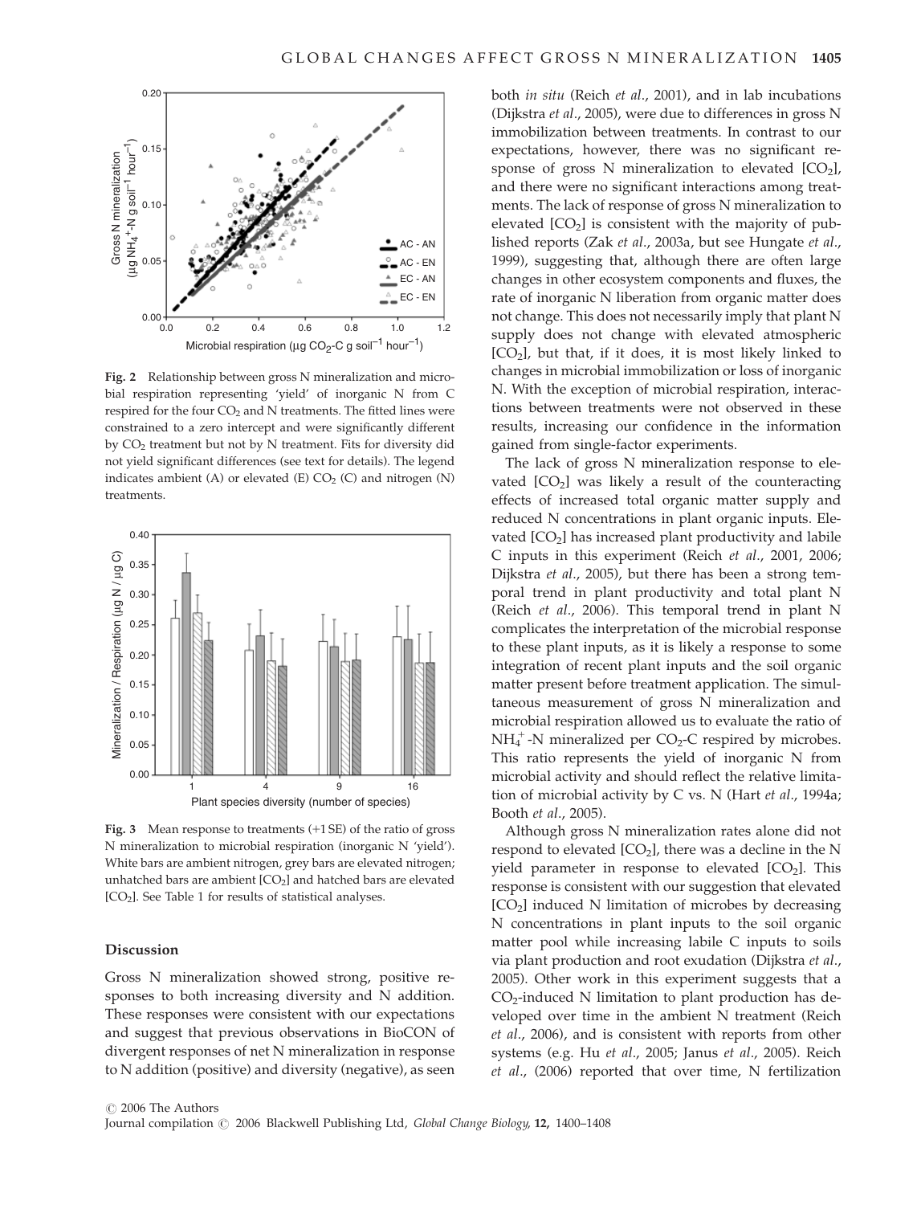Fig. 2 Relationship between gross N mineralization and microbial respiration representing 'yield' of inorganic N from C respired for the four $CO_2$ and N treatments. The fitted lines were constrained to a zero intercept and were significantly different by $CO_2$ treatment but not by N treatment. Fits for diversity did not yield significant differences (see text for details). The legend indicates ambient (A) or elevated (E) $CO_2$ (C) and nitrogen (N) treatments.

Fig. 3 Mean response to treatments (+1 SE) of the ratio of gross N mineralization to microbial respiration (inorganic N 'yield'). White bars are ambient nitrogen, grey bars are elevated nitrogen; unhatched bars are ambient [$CO_2$] and hatched bars are elevated [$CO_2$]. See Table 1 for results of statistical analyses.

## Discussion

Gross N mineralization showed strong, positive responses to both increasing diversity and N addition. These responses were consistent with our expectations and suggest that previous observations in BioCON of divergent responses of net N mineralization in response to N addition (positive) and diversity (negative), as seen both *in situ* (Reich *et al*., 2001), and in lab incubations (Dijkstra *et al*., 2005), were due to differences in gross N immobilization between treatments. In contrast to our expectations, however, there was no significant response of gross N mineralization to elevated [$CO_2$], and there were no significant interactions among treatments. The lack of response of gross N mineralization to elevated [$CO_2$] is consistent with the majority of published reports (Zak *et al*., 2003a, but see Hungate *et al*., 1999), suggesting that, although there are often large changes in other ecosystem components and fluxes, the rate of inorganic N liberation from organic matter does not change. This does not necessarily imply that plant N supply does not change with elevated atmospheric [$CO_2$], but that, if it does, it is most likely linked to changes in microbial immobilization or loss of inorganic N. With the exception of microbial respiration, interactions between treatments were not observed in these results, increasing our confidence in the information gained from single-factor experiments.

The lack of gross N mineralization response to elevated [$CO_2$] was likely a result of the counteracting effects of increased total organic matter supply and reduced N concentrations in plant organic inputs. Elevated [$CO_2$] has increased plant productivity and labile C inputs in this experiment (Reich *et al*., 2001, 2006; Dijkstra *et al*., 2005), but there has been a strong temporal trend in plant productivity and total plant N (Reich *et al*., 2006). This temporal trend in plant N complicates the interpretation of the microbial response to these plant inputs, as it is likely a response to some integration of recent plant inputs and the soil organic matter present before treatment application. The simultaneous measurement of gross N mineralization and microbial respiration allowed us to evaluate the ratio of $NH_4^+$-N mineralized per $CO_2$-C respired by microbes. This ratio represents the yield of inorganic N from microbial activity and should reflect the relative limitation of microbial activity by C vs. N (Hart *et al*., 1994a; Booth *et al*., 2005).

Although gross N mineralization rates alone did not respond to elevated [$CO_2$], there was a decline in the N yield parameter in response to elevated [$CO_2$]. This response is consistent with our suggestion that elevated [$CO_2$] induced N limitation of microbes by decreasing N concentrations in plant inputs to the soil organic matter pool while increasing labile C inputs to soils via plant production and root exudation (Dijkstra *et al*., 2005). Other work in this experiment suggests that a $CO_2$-induced N limitation to plant production has developed over time in the ambient N treatment (Reich *et al*., 2006), and is consistent with reports from other systems (e.g. Hu *et al*., 2005; Janus *et al*., 2005). Reich *et al*., (2006) reported that over time, N fertilization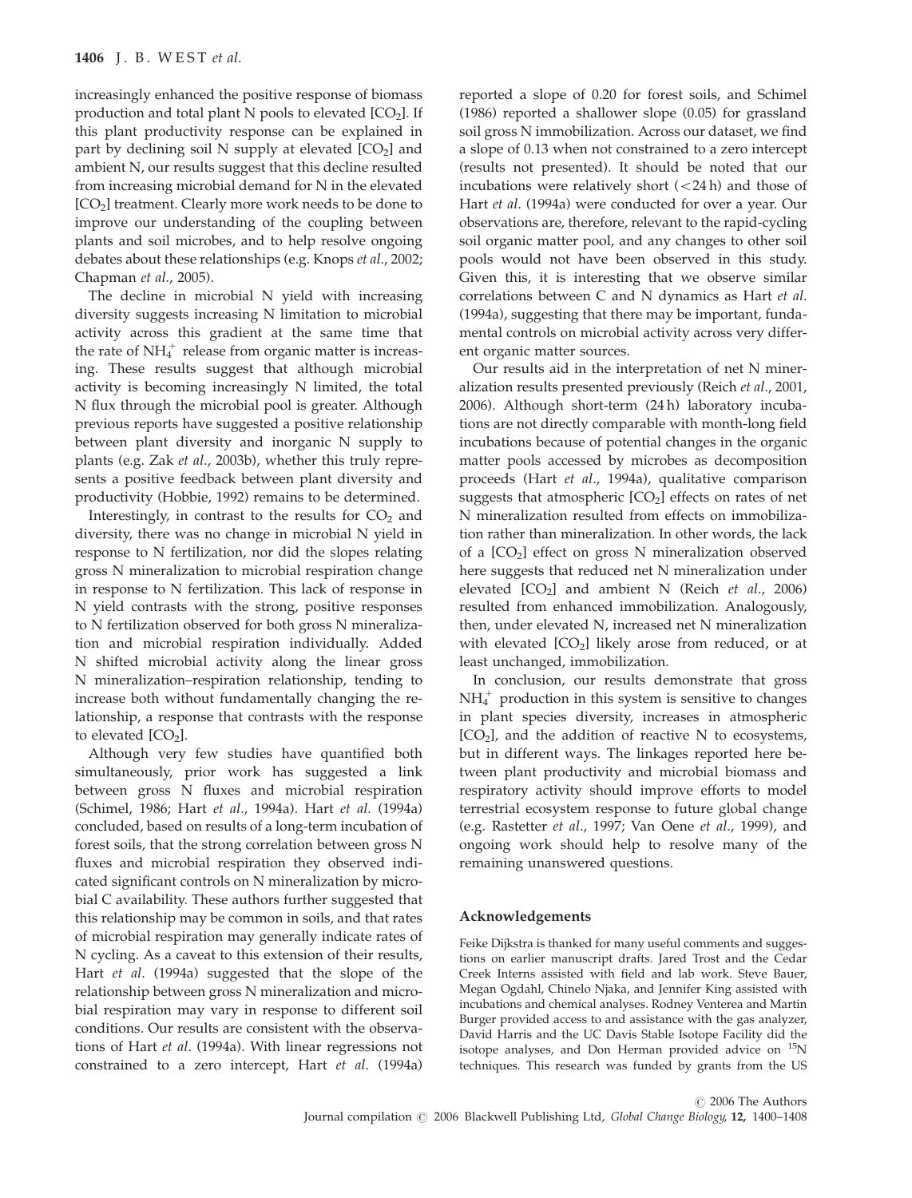increasingly enhanced the positive response of biomass production and total plant N pools to elevated [$CO_2$]. If this plant productivity response can be explained in part by declining soil N supply at elevated [$CO_2$] and ambient N, our results suggest that this decline resulted from increasing microbial demand for N in the elevated [$CO_2$] treatment. Clearly more work needs to be done to improve our understanding of the coupling between plants and soil microbes, and to help resolve ongoing debates about these relationships (e.g. Knops *et al*., 2002; Chapman *et al*., 2005).

The decline in microbial N yield with increasing diversity suggests increasing N limitation to microbial activity across this gradient at the same time that the rate of $NH_4^+$ release from organic matter is increasing. These results suggest that although microbial activity is becoming increasingly N limited, the total N flux through the microbial pool is greater. Although previous reports have suggested a positive relationship between plant diversity and inorganic N supply to plants (e.g. Zak *et al*., 2003b), whether this truly represents a positive feedback between plant diversity and productivity (Hobbie, 1992) remains to be determined.

Interestingly, in contrast to the results for $CO_2$ and diversity, there was no change in microbial N yield in response to N fertilization, nor did the slopes relating gross N mineralization to microbial respiration change in response to N fertilization. This lack of response in N yield contrasts with the strong, positive responses to N fertilization observed for both gross N mineralization and microbial respiration individually. Added N shifted microbial activity along the linear gross N mineralization–respiration relationship, tending to increase both without fundamentally changing the relationship, a response that contrasts with the response to elevated [$CO_2$].

Although very few studies have quantified both simultaneously, prior work has suggested a link between gross N fluxes and microbial respiration (Schimel, 1986; Hart *et al*., 1994a). Hart *et al*. (1994a) concluded, based on results of a long-term incubation of forest soils, that the strong correlation between gross N fluxes and microbial respiration they observed indicated significant controls on N mineralization by microbial C availability. These authors further suggested that this relationship may be common in soils, and that rates of microbial respiration may generally indicate rates of N cycling. As a caveat to this extension of their results, Hart *et al*. (1994a) suggested that the slope of the relationship between gross N mineralization and microbial respiration may vary in response to different soil conditions. Our results are consistent with the observations of Hart *et al*. (1994a). With linear regressions not constrained to a zero intercept, Hart *et al*. (1994a) reported a slope of 0.20 for forest soils, and Schimel (1986) reported a shallower slope (0.05) for grassland soil gross N immobilization. Across our dataset, we find a slope of 0.13 when not constrained to a zero intercept (results not presented). It should be noted that our incubations were relatively short ($<24$ h) and those of Hart *et al*. (1994a) were conducted for over a year. Our observations are, therefore, relevant to the rapid-cycling soil organic matter pool, and any changes to other soil pools would not have been observed in this study. Given this, it is interesting that we observe similar correlations between C and N dynamics as Hart *et al*. (1994a), suggesting that there may be important, fundamental controls on microbial activity across very different organic matter sources.

Our results aid in the interpretation of net N mineralization results presented previously (Reich *et al*., 2001, 2006). Although short-term (24 h) laboratory incubations are not directly comparable with month-long field incubations because of potential changes in the organic matter pools accessed by microbes as decomposition proceeds (Hart *et al*., 1994a), qualitative comparison suggests that atmospheric [$CO_2$] effects on rates of net N mineralization resulted from effects on immobilization rather than mineralization. In other words, the lack of a [$CO_2$] effect on gross N mineralization observed here suggests that reduced net N mineralization under elevated [$CO_2$] and ambient N (Reich *et al*., 2006) resulted from enhanced immobilization. Analogously, then, under elevated N, increased net N mineralization with elevated [$CO_2$] likely arose from reduced, or at least unchanged, immobilization.

In conclusion, our results demonstrate that gross $NH_4^+$ production in this system is sensitive to changes in plant species diversity, increases in atmospheric [$CO_2$], and the addition of reactive N to ecosystems, but in different ways. The linkages reported here between plant productivity and microbial biomass and respiratory activity should improve efforts to model terrestrial ecosystem response to future global change (e.g. Rastetter *et al*., 1997; Van Oene *et al*., 1999), and ongoing work should help to resolve many of the remaining unanswered questions.

## Acknowledgements

Feike Dijkstra is thanked for many useful comments and suggestions on earlier manuscript drafts. Jared Trost and the Cedar Creek Interns assisted with field and lab work. Steve Bauer, Megan Ogdahl, Chinelo Njaka, and Jennifer King assisted with incubations and chemical analyses. Rodney Venterea and Martin Burger provided access to and assistance with the gas analyzer, David Harris and the UC Davis Stable Isotope Facility did the isotope analyses, and Don Herman provided advice on $^{15}N$ techniques. This research was funded by grants from the US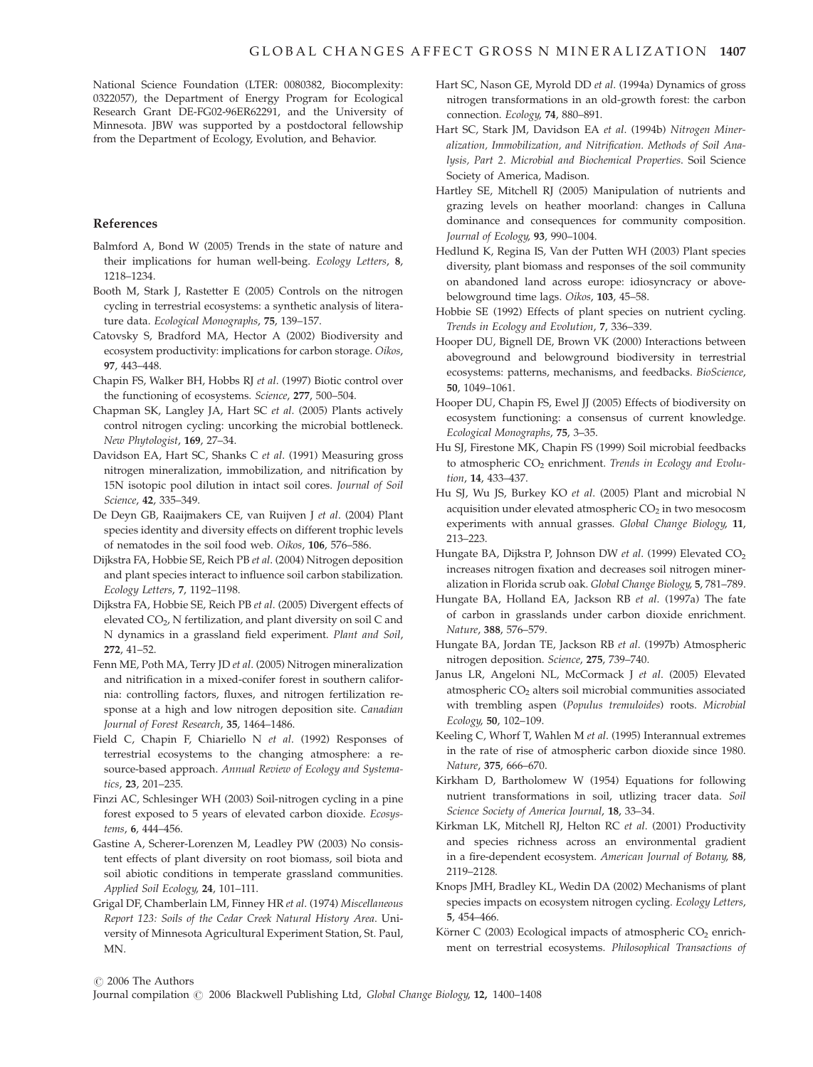National Science Foundation (LTER: 0080382, Biocomplexity: 0322057), the Department of Energy Program for Ecological Research Grant DE-FG02-96ER62291, and the University of Minnesota. JBW was supported by a postdoctoral fellowship from the Department of Ecology, Evolution, and Behavior.

## References

Balmford A, Bond W (2005) Trends in the state of nature and their implications for human well-being. *Ecology Letters*, **8**, 1218–1234.

Booth M, Stark J, Rastetter E (2005) Controls on the nitrogen cycling in terrestrial ecosystems: a synthetic analysis of literature data. *Ecological Monographs*, **75**, 139–157.

Catovsky S, Bradford MA, Hector A (2002) Biodiversity and ecosystem productivity: implications for carbon storage. *Oikos*, **97**, 443–448.

Chapin FS, Walker BH, Hobbs RJ *et al*. (1997) Biotic control over the functioning of ecosystems. *Science*, **277**, 500–504.

Chapman SK, Langley JA, Hart SC *et al*. (2005) Plants actively control nitrogen cycling: uncorking the microbial bottleneck. *New Phytologist*, **169**, 27–34.

Davidson EA, Hart SC, Shanks C *et al*. (1991) Measuring gross nitrogen mineralization, immobilization, and nitrification by 15N isotopic pool dilution in intact soil cores. *Journal of Soil Science*, **42**, 335–349.

De Deyn GB, Raaijmakers CE, van Ruijven J *et al*. (2004) Plant species identity and diversity effects on different trophic levels of nematodes in the soil food web. *Oikos*, **106**, 576–586.

Dijkstra FA, Hobbie SE, Reich PB *et al*. (2004) Nitrogen deposition and plant species interact to influence soil carbon stabilization. *Ecology Letters*, **7**, 1192–1198.

Dijkstra FA, Hobbie SE, Reich PB *et al*. (2005) Divergent effects of elevated $CO_2$, N fertilization, and plant diversity on soil C and N dynamics in a grassland field experiment. *Plant and Soil*, **272**, 41–52.

Fenn ME, Poth MA, Terry JD *et al*. (2005) Nitrogen mineralization and nitrification in a mixed-conifer forest in southern california: controlling factors, fluxes, and nitrogen fertilization response at a high and low nitrogen deposition site. *Canadian Journal of Forest Research*, **35**, 1464–1486.

Field C, Chapin F, Chiariello N *et al*. (1992) Responses of terrestrial ecosystems to the changing atmosphere: a resource-based approach. *Annual Review of Ecology and Systematics*, **23**, 201–235.

Finzi AC, Schlesinger WH (2003) Soil-nitrogen cycling in a pine forest exposed to 5 years of elevated carbon dioxide. *Ecosystems*, **6**, 444–456.

Gastine A, Scherer-Lorenzen M, Leadley PW (2003) No consistent effects of plant diversity on root biomass, soil biota and soil abiotic conditions in temperate grassland communities. *Applied Soil Ecology*, **24**, 101–111.

Grigal DF, Chamberlain LM, Finney HR *et al*. (1974) *Miscellaneous Report 123: Soils of the Cedar Creek Natural History Area*. University of Minnesota Agricultural Experiment Station, St. Paul, MN.

Hart SC, Nason GE, Myrold DD *et al*. (1994a) Dynamics of gross nitrogen transformations in an old-growth forest: the carbon connection. *Ecology*, **74**, 880–891.

Hart SC, Stark JM, Davidson EA *et al*. (1994b) *Nitrogen Mineralization, Immobilization, and Nitrification. Methods of Soil Analysis, Part 2. Microbial and Biochemical Properties*. Soil Science Society of America, Madison.

Hartley SE, Mitchell RJ (2005) Manipulation of nutrients and grazing levels on heather moorland: changes in Calluna dominance and consequences for community composition. *Journal of Ecology*, **93**, 990–1004.

Hedlund K, Regina IS, Van der Putten WH (2003) Plant species diversity, plant biomass and responses of the soil community on abandoned land across europe: idiosyncracy or above-belowground time lags. *Oikos*, **103**, 45–58.

Hobbie SE (1992) Effects of plant species on nutrient cycling. *Trends in Ecology and Evolution*, **7**, 336–339.

Hooper DU, Bignell DE, Brown VK (2000) Interactions between aboveground and belowground biodiversity in terrestrial ecosystems: patterns, mechanisms, and feedbacks. *BioScience*, **50**, 1049–1061.

Hooper DU, Chapin FS, Ewel JJ (2005) Effects of biodiversity on ecosystem functioning: a consensus of current knowledge. *Ecological Monographs*, **75**, 3–35.

Hu SJ, Firestone MK, Chapin FS (1999) Soil microbial feedbacks to atmospheric $CO_2$ enrichment. *Trends in Ecology and Evolution*, **14**, 433–437.

Hu SJ, Wu JS, Burkey KO *et al*. (2005) Plant and microbial N acquisition under elevated atmospheric $CO_2$ in two mesocosm experiments with annual grasses. *Global Change Biology*, **11**, 213–223.

Hungate BA, Dijkstra P, Johnson DW *et al*. (1999) Elevated $CO_2$ increases nitrogen fixation and decreases soil nitrogen mineralization in Florida scrub oak. *Global Change Biology*, **5**, 781–789.

Hungate BA, Holland EA, Jackson RB *et al*. (1997a) The fate of carbon in grasslands under carbon dioxide enrichment. *Nature*, **388**, 576–579.

Hungate BA, Jordan TE, Jackson RB *et al*. (1997b) Atmospheric nitrogen deposition. *Science*, **275**, 739–740.

Janus LR, Angeloni NL, McCormack J *et al*. (2005) Elevated atmospheric $CO_2$ alters soil microbial communities associated with trembling aspen (*Populus tremuloides*) roots. *Microbial Ecology*, **50**, 102–109.

Keeling C, Whorf T, Wahlen M *et al*. (1995) Interannual extremes in the rate of rise of atmospheric carbon dioxide since 1980. *Nature*, **375**, 666–670.

Kirkham D, Bartholomew W (1954) Equations for following nutrient transformations in soil, utlizing tracer data. *Soil Science Society of America Journal*, **18**, 33–34.

Kirkman LK, Mitchell RJ, Helton RC *et al*. (2001) Productivity and species richness across an environmental gradient in a fire-dependent ecosystem. *American Journal of Botany*, **88**, 2119–2128.

Knops JMH, Bradley KL, Wedin DA (2002) Mechanisms of plant species impacts on ecosystem nitrogen cycling. *Ecology Letters*, **5**, 454–466.

Körner C (2003) Ecological impacts of atmospheric $CO_2$ enrichment on terrestrial ecosystems. *Philosophical Transactions of*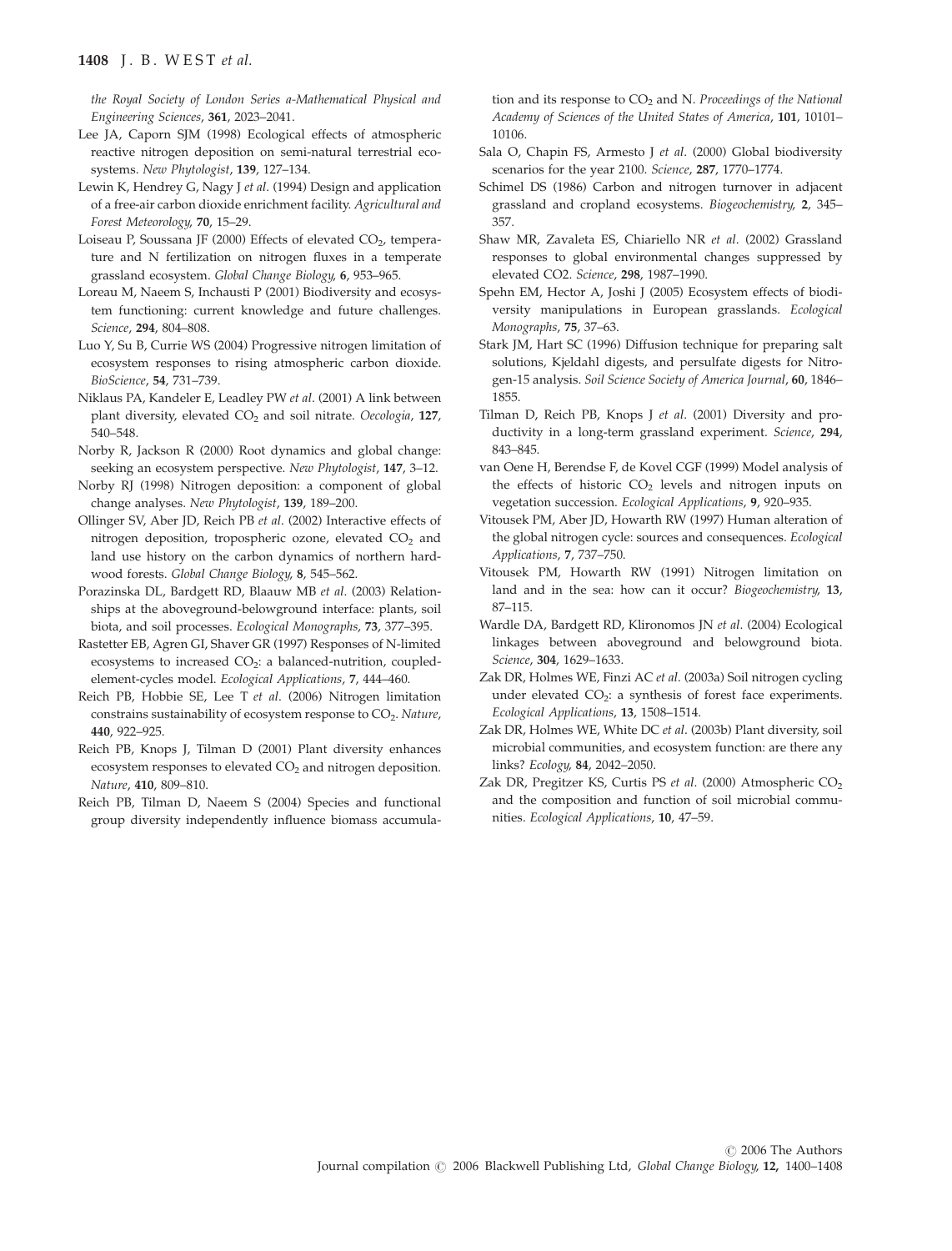*the Royal Society of London Series a-Mathematical Physical and Engineering Sciences*, **361**, 2023–2041.

Lee JA, Caporn SJM (1998) Ecological effects of atmospheric reactive nitrogen deposition on semi-natural terrestrial ecosystems. *New Phytologist*, **139**, 127–134.

Lewin K, Hendrey G, Nagy J *et al.* (1994) Design and application of a free-air carbon dioxide enrichment facility. *Agricultural and Forest Meteorology*, **70**, 15–29.

Loiseau P, Soussana JF (2000) Effects of elevated $CO_2$, temperature and N fertilization on nitrogen fluxes in a temperate grassland ecosystem. *Global Change Biology*, **6**, 953–965.

Loreau M, Naeem S, Inchausti P (2001) Biodiversity and ecosystem functioning: current knowledge and future challenges. *Science*, **294**, 804–808.

Luo Y, Su B, Currie WS (2004) Progressive nitrogen limitation of ecosystem responses to rising atmospheric carbon dioxide. *BioScience*, **54**, 731–739.

Niklaus PA, Kandeler E, Leadley PW *et al.* (2001) A link between plant diversity, elevated $CO_2$ and soil nitrate. *Oecologia*, **127**, 540–548.

Norby R, Jackson R (2000) Root dynamics and global change: seeking an ecosystem perspective. *New Phytologist*, **147**, 3–12.

Norby RJ (1998) Nitrogen deposition: a component of global change analyses. *New Phytologist*, **139**, 189–200.

Ollinger SV, Aber JD, Reich PB *et al.* (2002) Interactive effects of nitrogen deposition, tropospheric ozone, elevated $CO_2$ and land use history on the carbon dynamics of northern hardwood forests. *Global Change Biology*, **8**, 545–562.

Porazinska DL, Bardgett RD, Blaauw MB *et al.* (2003) Relationships at the aboveground-belowground interface: plants, soil biota, and soil processes. *Ecological Monographs*, **73**, 377–395.

Rastetter EB, Agren GI, Shaver GR (1997) Responses of N-limited ecosystems to increased $CO_2$: a balanced-nutrition, coupled-element-cycles model. *Ecological Applications*, **7**, 444–460.

Reich PB, Hobbie SE, Lee T *et al.* (2006) Nitrogen limitation constrains sustainability of ecosystem response to $CO_2$. *Nature*, **440**, 922–925.

Reich PB, Knops J, Tilman D (2001) Plant diversity enhances ecosystem responses to elevated $CO_2$ and nitrogen deposition. *Nature*, **410**, 809–810.

Reich PB, Tilman D, Naeem S (2004) Species and functional group diversity independently influence biomass accumulation and its response to $CO_2$ and N. *Proceedings of the National Academy of Sciences of the United States of America*, **101**, 10101–10106.

Sala O, Chapin FS, Armesto J *et al.* (2000) Global biodiversity scenarios for the year 2100. *Science*, **287**, 1770–1774.

Schimel DS (1986) Carbon and nitrogen turnover in adjacent grassland and cropland ecosystems. *Biogeochemistry*, **2**, 345–357.

Shaw MR, Zavaleta ES, Chiariello NR *et al.* (2002) Grassland responses to global environmental changes suppressed by elevated CO2. *Science*, **298**, 1987–1990.

Spehn EM, Hector A, Joshi J (2005) Ecosystem effects of biodiversity manipulations in European grasslands. *Ecological Monographs*, **75**, 37–63.

Stark JM, Hart SC (1996) Diffusion technique for preparing salt solutions, Kjeldahl digests, and persulfate digests for Nitrogen-15 analysis. *Soil Science Society of America Journal*, **60**, 1846–1855.

Tilman D, Reich PB, Knops J *et al.* (2001) Diversity and productivity in a long-term grassland experiment. *Science*, **294**, 843–845.

van Oene H, Berendse F, de Kovel CGF (1999) Model analysis of the effects of historic $CO_2$ levels and nitrogen inputs on vegetation succession. *Ecological Applications*, **9**, 920–935.

Vitousek PM, Aber JD, Howarth RW (1997) Human alteration of the global nitrogen cycle: sources and consequences. *Ecological Applications*, **7**, 737–750.

Vitousek PM, Howarth RW (1991) Nitrogen limitation on land and in the sea: how can it occur? *Biogeochemistry*, **13**, 87–115.

Wardle DA, Bardgett RD, Klironomos JN *et al.* (2004) Ecological linkages between aboveground and belowground biota. *Science*, **304**, 1629–1633.

Zak DR, Holmes WE, Finzi AC *et al.* (2003a) Soil nitrogen cycling under elevated $CO_2$: a synthesis of forest face experiments. *Ecological Applications*, **13**, 1508–1514.

Zak DR, Holmes WE, White DC *et al.* (2003b) Plant diversity, soil microbial communities, and ecosystem function: are there any links? *Ecology*, **84**, 2042–2050.

Zak DR, Pregitzer KS, Curtis PS *et al.* (2000) Atmospheric $CO_2$ and the composition and function of soil microbial communities. *Ecological Applications*, **10**, 47–59.